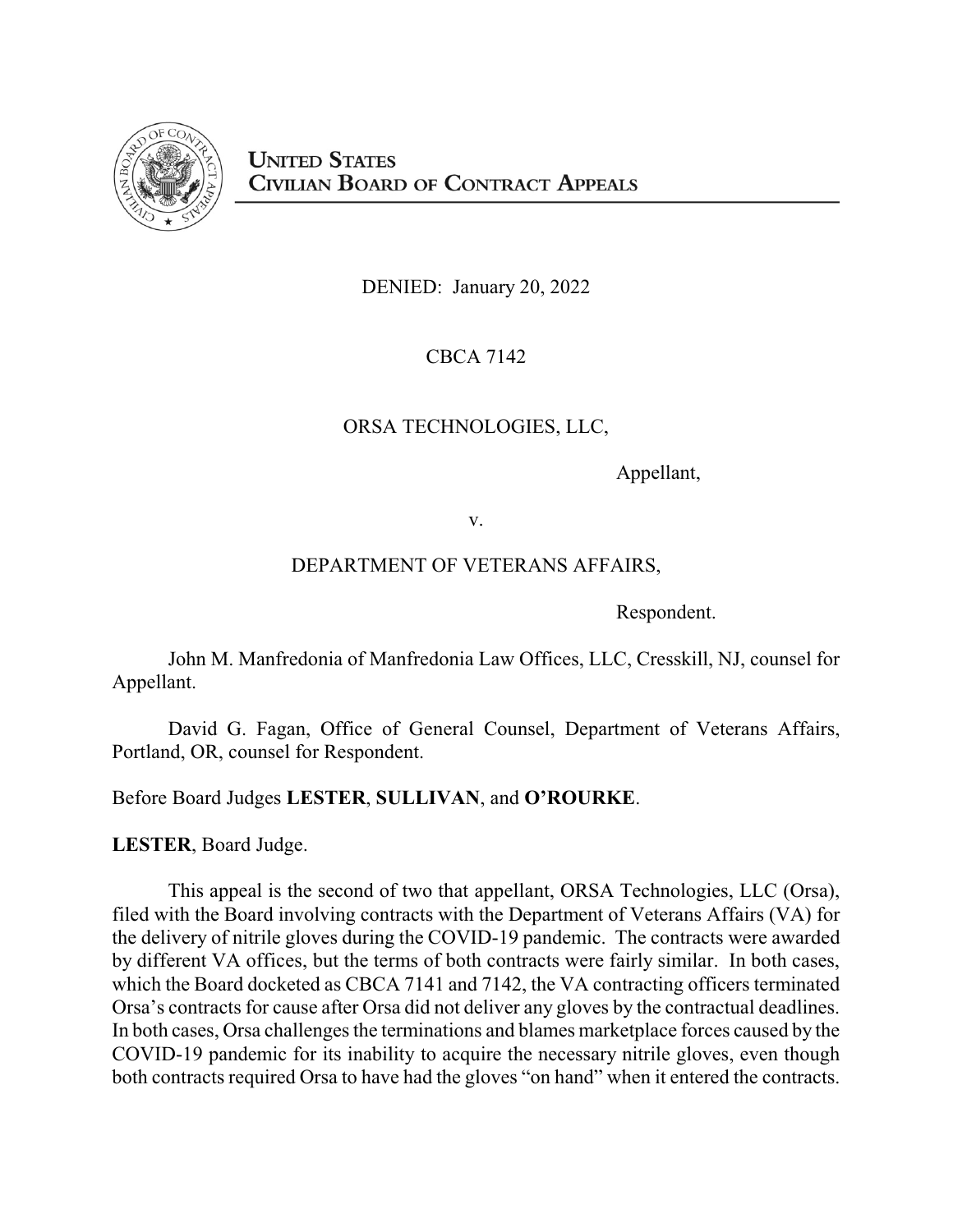**UNITED STATES**
**CIVILIAN BOARD OF CONTRACT APPEALS**

DENIED: January 20, 2022

CBCA 7142

ORSA TECHNOLOGIES, LLC,

Appellant,

v.

DEPARTMENT OF VETERANS AFFAIRS,

Respondent.

John M. Manfredonia of Manfredonia Law Offices, LLC, Cresskill, NJ, counsel for Appellant.

David G. Fagan, Office of General Counsel, Department of Veterans Affairs, Portland, OR, counsel for Respondent.

Before Board Judges **LESTER**, **SULLIVAN**, and **O'ROURKE**.

**LESTER**, Board Judge.

This appeal is the second of two that appellant, ORSA Technologies, LLC (Orsa), filed with the Board involving contracts with the Department of Veterans Affairs (VA) for the delivery of nitrile gloves during the COVID-19 pandemic. The contracts were awarded by different VA offices, but the terms of both contracts were fairly similar. In both cases, which the Board docketed as CBCA 7141 and 7142, the VA contracting officers terminated Orsa's contracts for cause after Orsa did not deliver any gloves by the contractual deadlines. In both cases, Orsa challenges the terminations and blames marketplace forces caused by the COVID-19 pandemic for its inability to acquire the necessary nitrile gloves, even though both contracts required Orsa to have had the gloves "on hand" when it entered the contracts.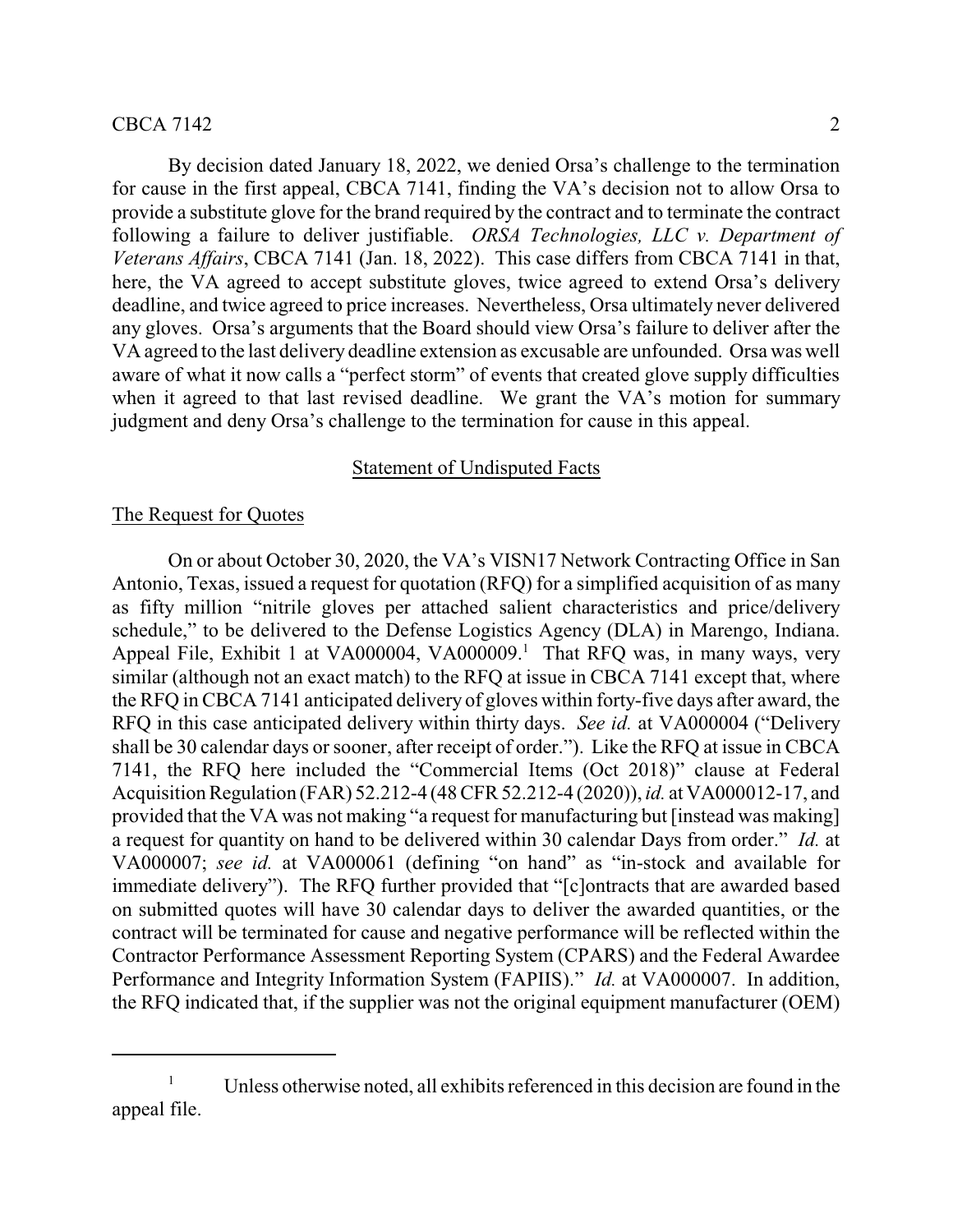By decision dated January 18, 2022, we denied Orsa's challenge to the termination for cause in the first appeal, CBCA 7141, finding the VA's decision not to allow Orsa to provide a substitute glove for the brand required by the contract and to terminate the contract following a failure to deliver justifiable. *ORSA Technologies, LLC v. Department of Veterans Affairs*, CBCA 7141 (Jan. 18, 2022). This case differs from CBCA 7141 in that, here, the VA agreed to accept substitute gloves, twice agreed to extend Orsa's delivery deadline, and twice agreed to price increases. Nevertheless, Orsa ultimately never delivered any gloves. Orsa's arguments that the Board should view Orsa's failure to deliver after the VA agreed to the last delivery deadline extension as excusable are unfounded. Orsa was well aware of what it now calls a "perfect storm" of events that created glove supply difficulties when it agreed to that last revised deadline. We grant the VA's motion for summary judgment and deny Orsa's challenge to the termination for cause in this appeal.

## Statement of Undisputed Facts

### The Request for Quotes

On or about October 30, 2020, the VA's VISN17 Network Contracting Office in San Antonio, Texas, issued a request for quotation (RFQ) for a simplified acquisition of as many as fifty million "nitrile gloves per attached salient characteristics and price/delivery schedule," to be delivered to the Defense Logistics Agency (DLA) in Marengo, Indiana. Appeal File, Exhibit 1 at VA000004, VA000009.[1] That RFQ was, in many ways, very similar (although not an exact match) to the RFQ at issue in CBCA 7141 except that, where the RFQ in CBCA 7141 anticipated delivery of gloves within forty-five days after award, the RFQ in this case anticipated delivery within thirty days. *See id.* at VA000004 ("Delivery shall be 30 calendar days or sooner, after receipt of order."). Like the RFQ at issue in CBCA 7141, the RFQ here included the "Commercial Items (Oct 2018)" clause at Federal Acquisition Regulation (FAR) 52.212-4 (48 CFR 52.212-4 (2020)), *id.* at VA000012-17, and provided that the VA was not making "a request for manufacturing but [instead was making] a request for quantity on hand to be delivered within 30 calendar Days from order." *Id.* at VA000007; *see id.* at VA000061 (defining "on hand" as "in-stock and available for immediate delivery"). The RFQ further provided that "[c]ontracts that are awarded based on submitted quotes will have 30 calendar days to deliver the awarded quantities, or the contract will be terminated for cause and negative performance will be reflected within the Contractor Performance Assessment Reporting System (CPARS) and the Federal Awardee Performance and Integrity Information System (FAPIIS)." *Id.* at VA000007. In addition, the RFQ indicated that, if the supplier was not the original equipment manufacturer (OEM)

[1] Unless otherwise noted, all exhibits referenced in this decision are found in the appeal file.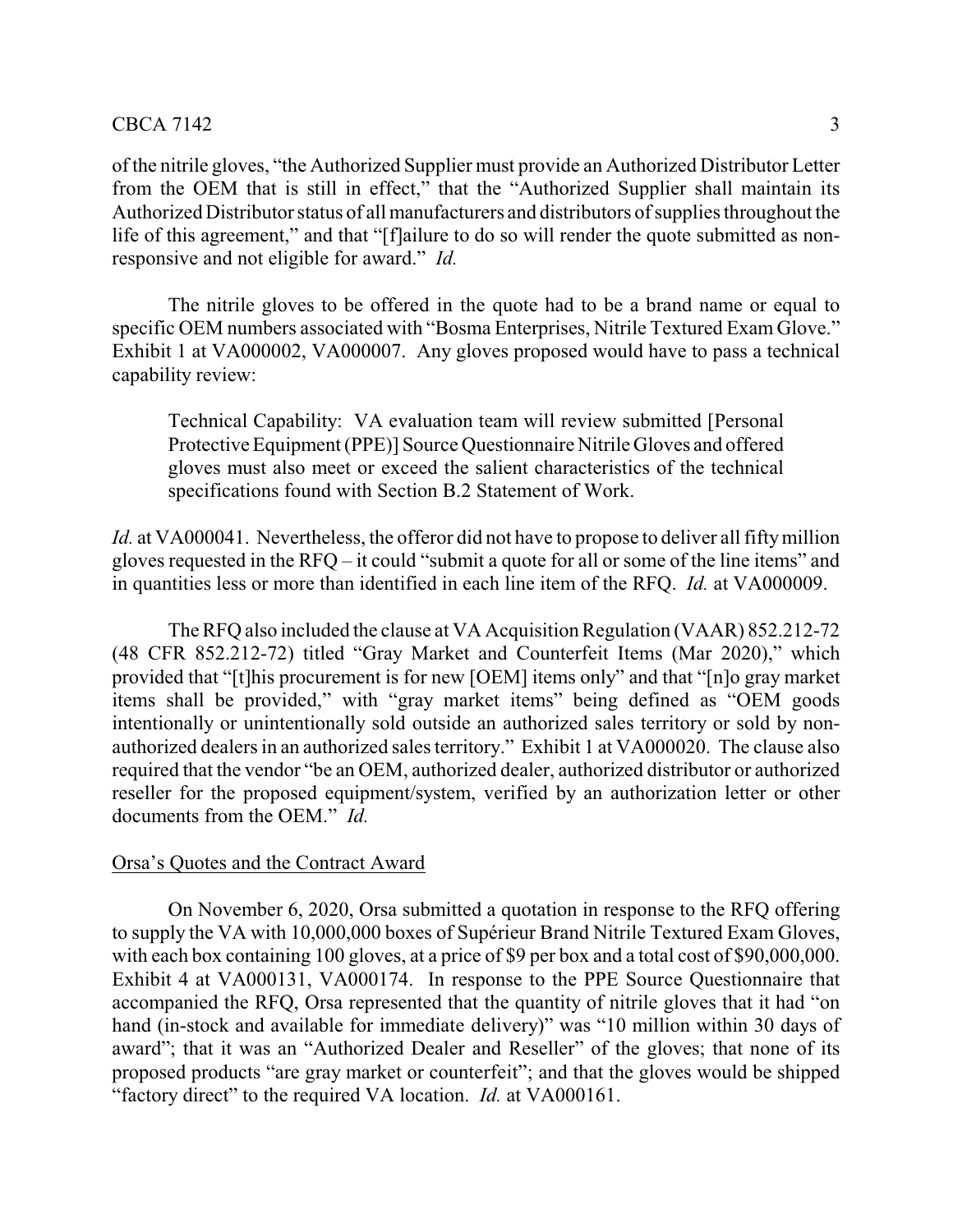of the nitrile gloves, "the Authorized Supplier must provide an Authorized Distributor Letter from the OEM that is still in effect," that the "Authorized Supplier shall maintain its Authorized Distributor status of all manufacturers and distributors of supplies throughout the life of this agreement," and that "[f]ailure to do so will render the quote submitted as non-responsive and not eligible for award." *Id.*

The nitrile gloves to be offered in the quote had to be a brand name or equal to specific OEM numbers associated with "Bosma Enterprises, Nitrile Textured Exam Glove." Exhibit 1 at VA000002, VA000007. Any gloves proposed would have to pass a technical capability review:

> Technical Capability: VA evaluation team will review submitted [Personal Protective Equipment (PPE)] Source Questionnaire Nitrile Gloves and offered gloves must also meet or exceed the salient characteristics of the technical specifications found with Section B.2 Statement of Work.

*Id.* at VA000041. Nevertheless, the offeror did not have to propose to deliver all fifty million gloves requested in the RFQ – it could "submit a quote for all or some of the line items" and in quantities less or more than identified in each line item of the RFQ. *Id.* at VA000009.

The RFQ also included the clause at VA Acquisition Regulation (VAAR) 852.212-72 (48 CFR 852.212-72) titled "Gray Market and Counterfeit Items (Mar 2020)," which provided that "[t]his procurement is for new [OEM] items only" and that "[n]o gray market items shall be provided," with "gray market items" being defined as "OEM goods intentionally or unintentionally sold outside an authorized sales territory or sold by non-authorized dealers in an authorized sales territory." Exhibit 1 at VA000020. The clause also required that the vendor "be an OEM, authorized dealer, authorized distributor or authorized reseller for the proposed equipment/system, verified by an authorization letter or other documents from the OEM." *Id.*

Orsa's Quotes and the Contract Award

On November 6, 2020, Orsa submitted a quotation in response to the RFQ offering to supply the VA with 10,000,000 boxes of Supérieur Brand Nitrile Textured Exam Gloves, with each box containing 100 gloves, at a price of $9 per box and a total cost of $90,000,000. Exhibit 4 at VA000131, VA000174. In response to the PPE Source Questionnaire that accompanied the RFQ, Orsa represented that the quantity of nitrile gloves that it had "on hand (in-stock and available for immediate delivery)" was "10 million within 30 days of award"; that it was an "Authorized Dealer and Reseller" of the gloves; that none of its proposed products "are gray market or counterfeit"; and that the gloves would be shipped "factory direct" to the required VA location. *Id.* at VA000161.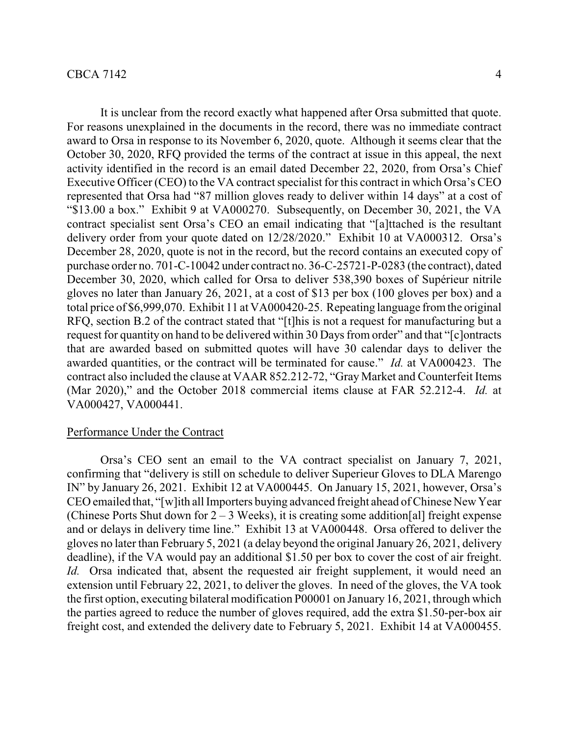It is unclear from the record exactly what happened after Orsa submitted that quote. For reasons unexplained in the documents in the record, there was no immediate contract award to Orsa in response to its November 6, 2020, quote. Although it seems clear that the October 30, 2020, RFQ provided the terms of the contract at issue in this appeal, the next activity identified in the record is an email dated December 22, 2020, from Orsa's Chief Executive Officer (CEO) to the VA contract specialist for this contract in which Orsa's CEO represented that Orsa had "87 million gloves ready to deliver within 14 days" at a cost of "$13.00 a box." Exhibit 9 at VA000270. Subsequently, on December 30, 2021, the VA contract specialist sent Orsa's CEO an email indicating that "[a]ttached is the resultant delivery order from your quote dated on 12/28/2020." Exhibit 10 at VA000312. Orsa's December 28, 2020, quote is not in the record, but the record contains an executed copy of purchase order no. 701-C-10042 under contract no. 36-C-25721-P-0283 (the contract), dated December 30, 2020, which called for Orsa to deliver 538,390 boxes of Supérieur nitrile gloves no later than January 26, 2021, at a cost of $13 per box (100 gloves per box) and a total price of $6,999,070. Exhibit 11 at VA000420-25. Repeating language from the original RFQ, section B.2 of the contract stated that "[t]his is not a request for manufacturing but a request for quantity on hand to be delivered within 30 Days from order" and that "[c]ontracts that are awarded based on submitted quotes will have 30 calendar days to deliver the awarded quantities, or the contract will be terminated for cause." *Id.* at VA000423. The contract also included the clause at VAAR 852.212-72, "Gray Market and Counterfeit Items (Mar 2020)," and the October 2018 commercial items clause at FAR 52.212-4. *Id.* at VA000427, VA000441.

Performance Under the Contract

Orsa's CEO sent an email to the VA contract specialist on January 7, 2021, confirming that "delivery is still on schedule to deliver Superieur Gloves to DLA Marengo IN" by January 26, 2021. Exhibit 12 at VA000445. On January 15, 2021, however, Orsa's CEO emailed that, "[w]ith all Importers buying advanced freight ahead of Chinese New Year (Chinese Ports Shut down for 2 – 3 Weeks), it is creating some addition[al] freight expense and or delays in delivery time line." Exhibit 13 at VA000448. Orsa offered to deliver the gloves no later than February 5, 2021 (a delay beyond the original January 26, 2021, delivery deadline), if the VA would pay an additional $1.50 per box to cover the cost of air freight. *Id.* Orsa indicated that, absent the requested air freight supplement, it would need an extension until February 22, 2021, to deliver the gloves. In need of the gloves, the VA took the first option, executing bilateral modification P00001 on January 16, 2021, through which the parties agreed to reduce the number of gloves required, add the extra $1.50-per-box air freight cost, and extended the delivery date to February 5, 2021. Exhibit 14 at VA000455.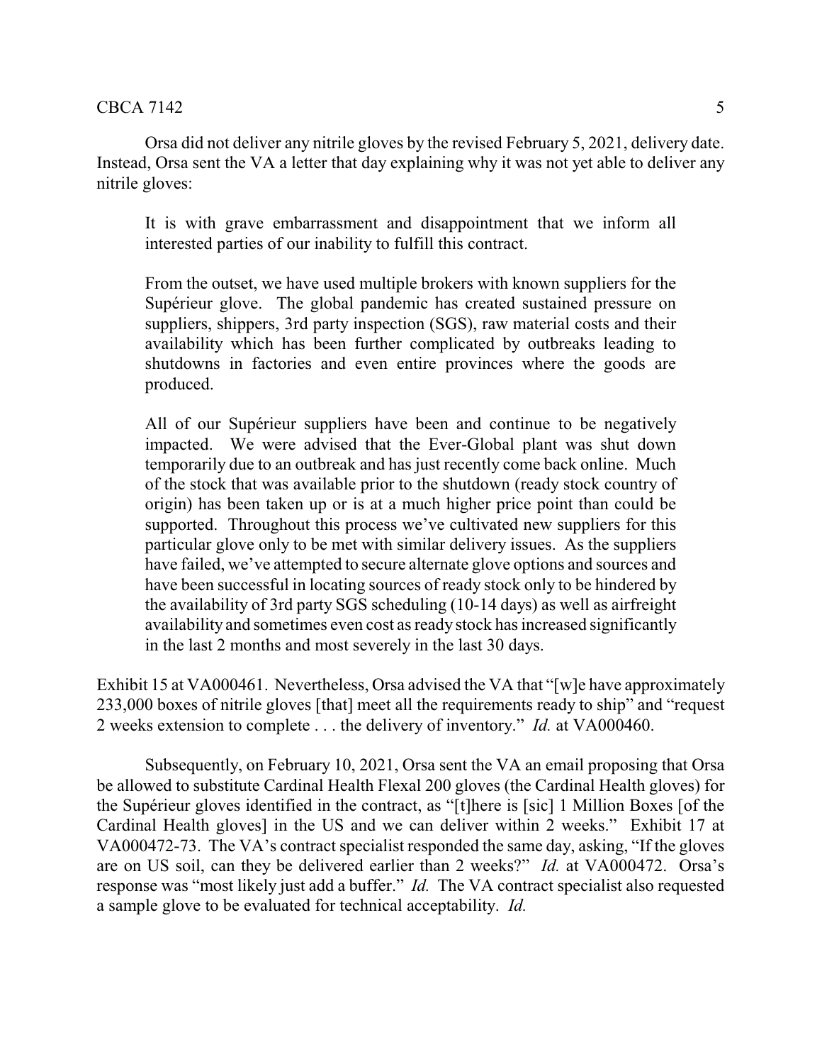Orsa did not deliver any nitrile gloves by the revised February 5, 2021, delivery date. Instead, Orsa sent the VA a letter that day explaining why it was not yet able to deliver any nitrile gloves:

> It is with grave embarrassment and disappointment that we inform all interested parties of our inability to fulfill this contract.
>
> From the outset, we have used multiple brokers with known suppliers for the Supérieur glove. The global pandemic has created sustained pressure on suppliers, shippers, 3rd party inspection (SGS), raw material costs and their availability which has been further complicated by outbreaks leading to shutdowns in factories and even entire provinces where the goods are produced.
>
> All of our Supérieur suppliers have been and continue to be negatively impacted. We were advised that the Ever-Global plant was shut down temporarily due to an outbreak and has just recently come back online. Much of the stock that was available prior to the shutdown (ready stock country of origin) has been taken up or is at a much higher price point than could be supported. Throughout this process we've cultivated new suppliers for this particular glove only to be met with similar delivery issues. As the suppliers have failed, we've attempted to secure alternate glove options and sources and have been successful in locating sources of ready stock only to be hindered by the availability of 3rd party SGS scheduling (10-14 days) as well as airfreight availability and sometimes even cost as ready stock has increased significantly in the last 2 months and most severely in the last 30 days.

Exhibit 15 at VA000461. Nevertheless, Orsa advised the VA that "[w]e have approximately 233,000 boxes of nitrile gloves [that] meet all the requirements ready to ship" and "request 2 weeks extension to complete . . . the delivery of inventory." *Id.* at VA000460.

Subsequently, on February 10, 2021, Orsa sent the VA an email proposing that Orsa be allowed to substitute Cardinal Health Flexal 200 gloves (the Cardinal Health gloves) for the Supérieur gloves identified in the contract, as "[t]here is [sic] 1 Million Boxes [of the Cardinal Health gloves] in the US and we can deliver within 2 weeks." Exhibit 17 at VA000472-73. The VA's contract specialist responded the same day, asking, "If the gloves are on US soil, can they be delivered earlier than 2 weeks?" *Id.* at VA000472. Orsa's response was "most likely just add a buffer." *Id.* The VA contract specialist also requested a sample glove to be evaluated for technical acceptability. *Id.*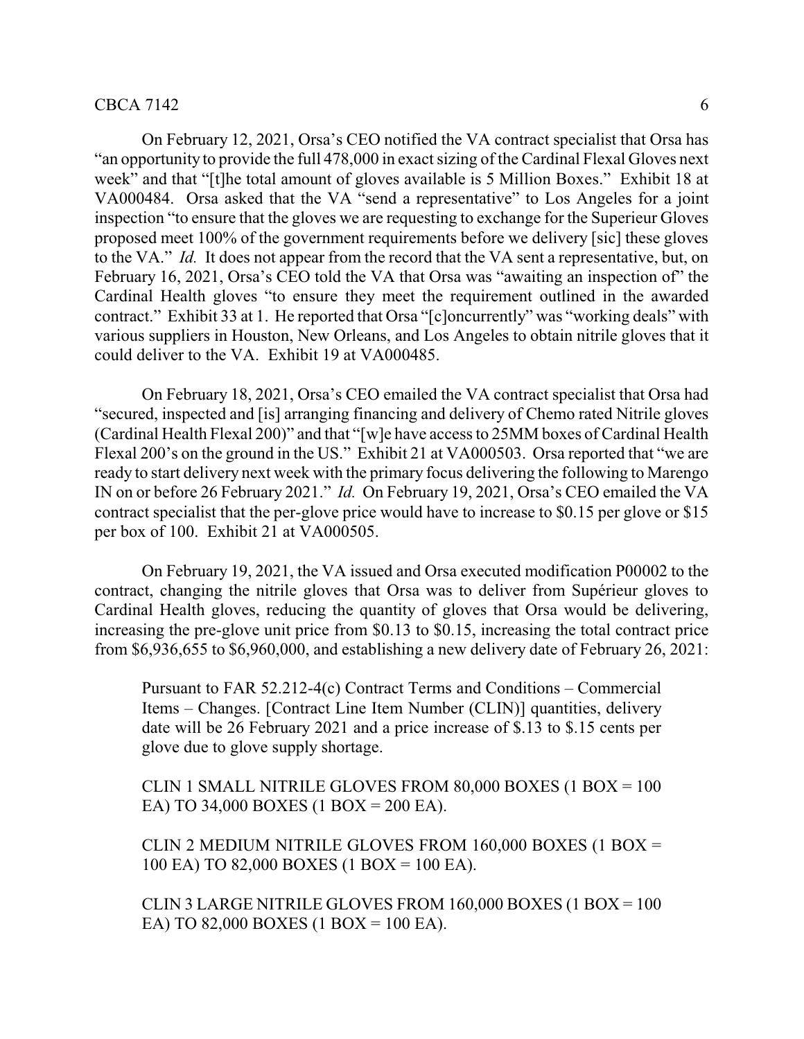On February 12, 2021, Orsa's CEO notified the VA contract specialist that Orsa has "an opportunity to provide the full 478,000 in exact sizing of the Cardinal Flexal Gloves next week" and that "[t]he total amount of gloves available is 5 Million Boxes." Exhibit 18 at VA000484. Orsa asked that the VA "send a representative" to Los Angeles for a joint inspection "to ensure that the gloves we are requesting to exchange for the Superieur Gloves proposed meet 100% of the government requirements before we delivery [sic] these gloves to the VA." *Id.* It does not appear from the record that the VA sent a representative, but, on February 16, 2021, Orsa's CEO told the VA that Orsa was "awaiting an inspection of" the Cardinal Health gloves "to ensure they meet the requirement outlined in the awarded contract." Exhibit 33 at 1. He reported that Orsa "[c]oncurrently" was "working deals" with various suppliers in Houston, New Orleans, and Los Angeles to obtain nitrile gloves that it could deliver to the VA. Exhibit 19 at VA000485.

On February 18, 2021, Orsa's CEO emailed the VA contract specialist that Orsa had "secured, inspected and [is] arranging financing and delivery of Chemo rated Nitrile gloves (Cardinal Health Flexal 200)" and that "[w]e have access to 25MM boxes of Cardinal Health Flexal 200's on the ground in the US." Exhibit 21 at VA000503. Orsa reported that "we are ready to start delivery next week with the primary focus delivering the following to Marengo IN on or before 26 February 2021." *Id.* On February 19, 2021, Orsa's CEO emailed the VA contract specialist that the per-glove price would have to increase to $0.15 per glove or $15 per box of 100. Exhibit 21 at VA000505.

On February 19, 2021, the VA issued and Orsa executed modification P00002 to the contract, changing the nitrile gloves that Orsa was to deliver from Supérieur gloves to Cardinal Health gloves, reducing the quantity of gloves that Orsa would be delivering, increasing the pre-glove unit price from $0.13 to $0.15, increasing the total contract price from $6,936,655 to $6,960,000, and establishing a new delivery date of February 26, 2021:

> Pursuant to FAR 52.212-4(c) Contract Terms and Conditions – Commercial Items – Changes. [Contract Line Item Number (CLIN)] quantities, delivery date will be 26 February 2021 and a price increase of $.13 to $.15 cents per glove due to glove supply shortage.
>
> CLIN 1 SMALL NITRILE GLOVES FROM 80,000 BOXES (1 BOX = 100 EA) TO 34,000 BOXES (1 BOX = 200 EA).
>
> CLIN 2 MEDIUM NITRILE GLOVES FROM 160,000 BOXES (1 BOX = 100 EA) TO 82,000 BOXES (1 BOX = 100 EA).
>
> CLIN 3 LARGE NITRILE GLOVES FROM 160,000 BOXES (1 BOX = 100 EA) TO 82,000 BOXES (1 BOX = 100 EA).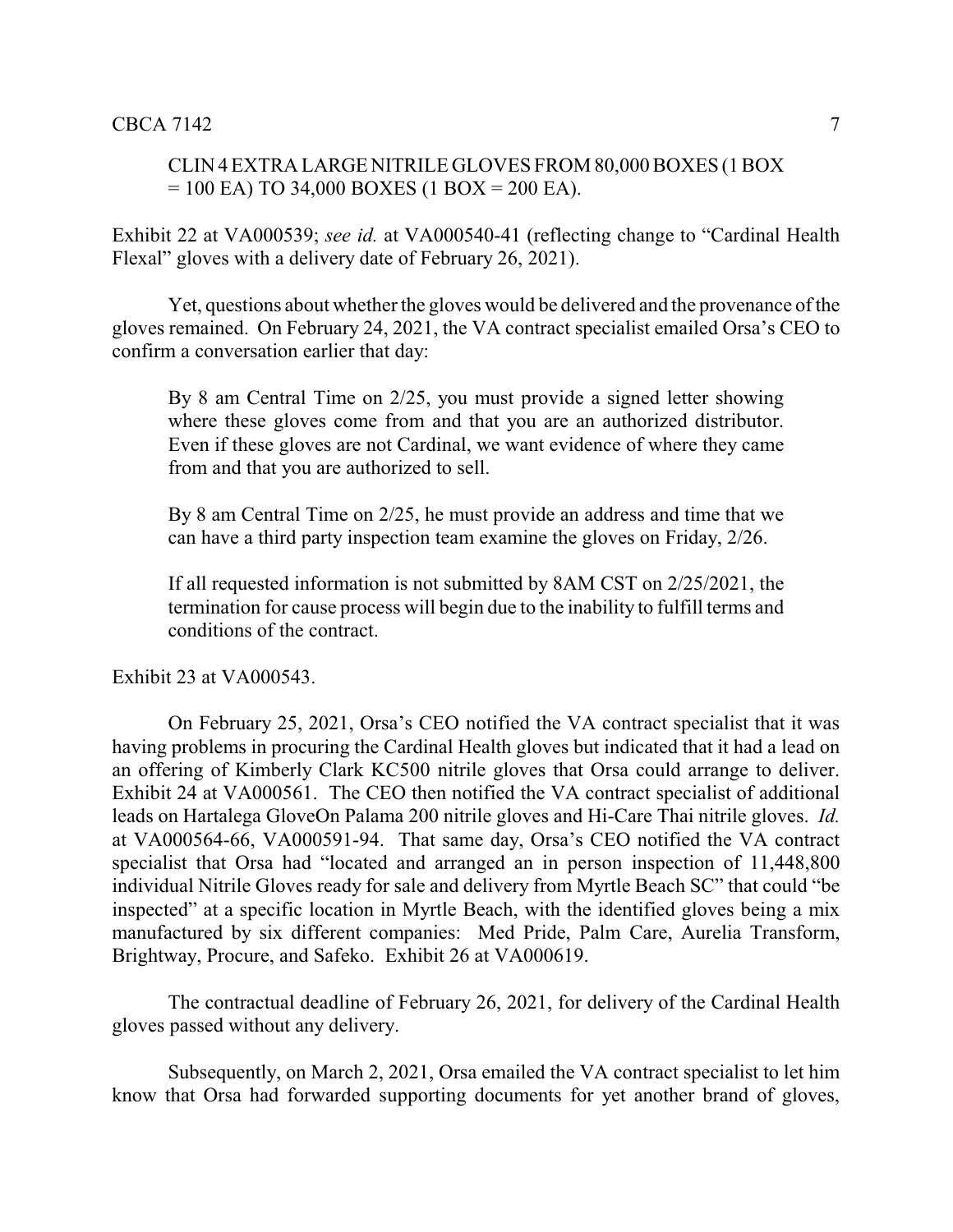> CLIN 4 EXTRA LARGE NITRILE GLOVES FROM 80,000 BOXES (1 BOX = 100 EA) TO 34,000 BOXES (1 BOX = 200 EA).

Exhibit 22 at VA000539; *see id.* at VA000540-41 (reflecting change to "Cardinal Health Flexal" gloves with a delivery date of February 26, 2021).

Yet, questions about whether the gloves would be delivered and the provenance of the gloves remained. On February 24, 2021, the VA contract specialist emailed Orsa's CEO to confirm a conversation earlier that day:

> By 8 am Central Time on 2/25, you must provide a signed letter showing where these gloves come from and that you are an authorized distributor. Even if these gloves are not Cardinal, we want evidence of where they came from and that you are authorized to sell.
>
> By 8 am Central Time on 2/25, he must provide an address and time that we can have a third party inspection team examine the gloves on Friday, 2/26.
>
> If all requested information is not submitted by 8AM CST on 2/25/2021, the termination for cause process will begin due to the inability to fulfill terms and conditions of the contract.

Exhibit 23 at VA000543.

On February 25, 2021, Orsa's CEO notified the VA contract specialist that it was having problems in procuring the Cardinal Health gloves but indicated that it had a lead on an offering of Kimberly Clark KC500 nitrile gloves that Orsa could arrange to deliver. Exhibit 24 at VA000561. The CEO then notified the VA contract specialist of additional leads on Hartalega GloveOn Palama 200 nitrile gloves and Hi-Care Thai nitrile gloves. *Id.* at VA000564-66, VA000591-94. That same day, Orsa's CEO notified the VA contract specialist that Orsa had "located and arranged an in person inspection of 11,448,800 individual Nitrile Gloves ready for sale and delivery from Myrtle Beach SC" that could "be inspected" at a specific location in Myrtle Beach, with the identified gloves being a mix manufactured by six different companies: Med Pride, Palm Care, Aurelia Transform, Brightway, Procure, and Safeko. Exhibit 26 at VA000619.

The contractual deadline of February 26, 2021, for delivery of the Cardinal Health gloves passed without any delivery.

Subsequently, on March 2, 2021, Orsa emailed the VA contract specialist to let him know that Orsa had forwarded supporting documents for yet another brand of gloves,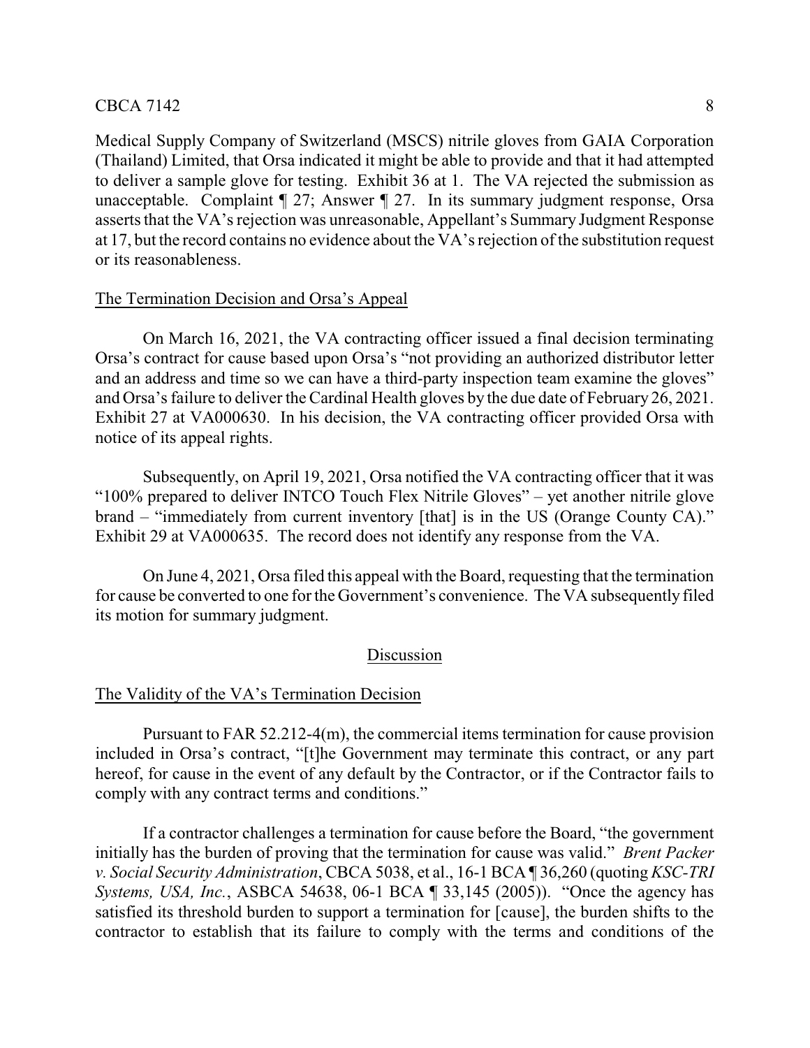Medical Supply Company of Switzerland (MSCS) nitrile gloves from GAIA Corporation (Thailand) Limited, that Orsa indicated it might be able to provide and that it had attempted to deliver a sample glove for testing. Exhibit 36 at 1. The VA rejected the submission as unacceptable. Complaint ¶ 27; Answer ¶ 27. In its summary judgment response, Orsa asserts that the VA's rejection was unreasonable, Appellant's Summary Judgment Response at 17, but the record contains no evidence about the VA's rejection of the substitution request or its reasonableness.

The Termination Decision and Orsa's Appeal

On March 16, 2021, the VA contracting officer issued a final decision terminating Orsa's contract for cause based upon Orsa's "not providing an authorized distributor letter and an address and time so we can have a third-party inspection team examine the gloves" and Orsa's failure to deliver the Cardinal Health gloves by the due date of February 26, 2021. Exhibit 27 at VA000630. In his decision, the VA contracting officer provided Orsa with notice of its appeal rights.

Subsequently, on April 19, 2021, Orsa notified the VA contracting officer that it was "100% prepared to deliver INTCO Touch Flex Nitrile Gloves" – yet another nitrile glove brand – "immediately from current inventory [that] is in the US (Orange County CA)." Exhibit 29 at VA000635. The record does not identify any response from the VA.

On June 4, 2021, Orsa filed this appeal with the Board, requesting that the termination for cause be converted to one for the Government's convenience. The VA subsequently filed its motion for summary judgment.

## Discussion

The Validity of the VA's Termination Decision

Pursuant to FAR 52.212-4(m), the commercial items termination for cause provision included in Orsa's contract, "[t]he Government may terminate this contract, or any part hereof, for cause in the event of any default by the Contractor, or if the Contractor fails to comply with any contract terms and conditions."

If a contractor challenges a termination for cause before the Board, "the government initially has the burden of proving that the termination for cause was valid." *Brent Packer v. Social Security Administration*, CBCA 5038, et al., 16-1 BCA ¶ 36,260 (quoting *KSC-TRI Systems, USA, Inc.*, ASBCA 54638, 06-1 BCA ¶ 33,145 (2005)). "Once the agency has satisfied its threshold burden to support a termination for [cause], the burden shifts to the contractor to establish that its failure to comply with the terms and conditions of the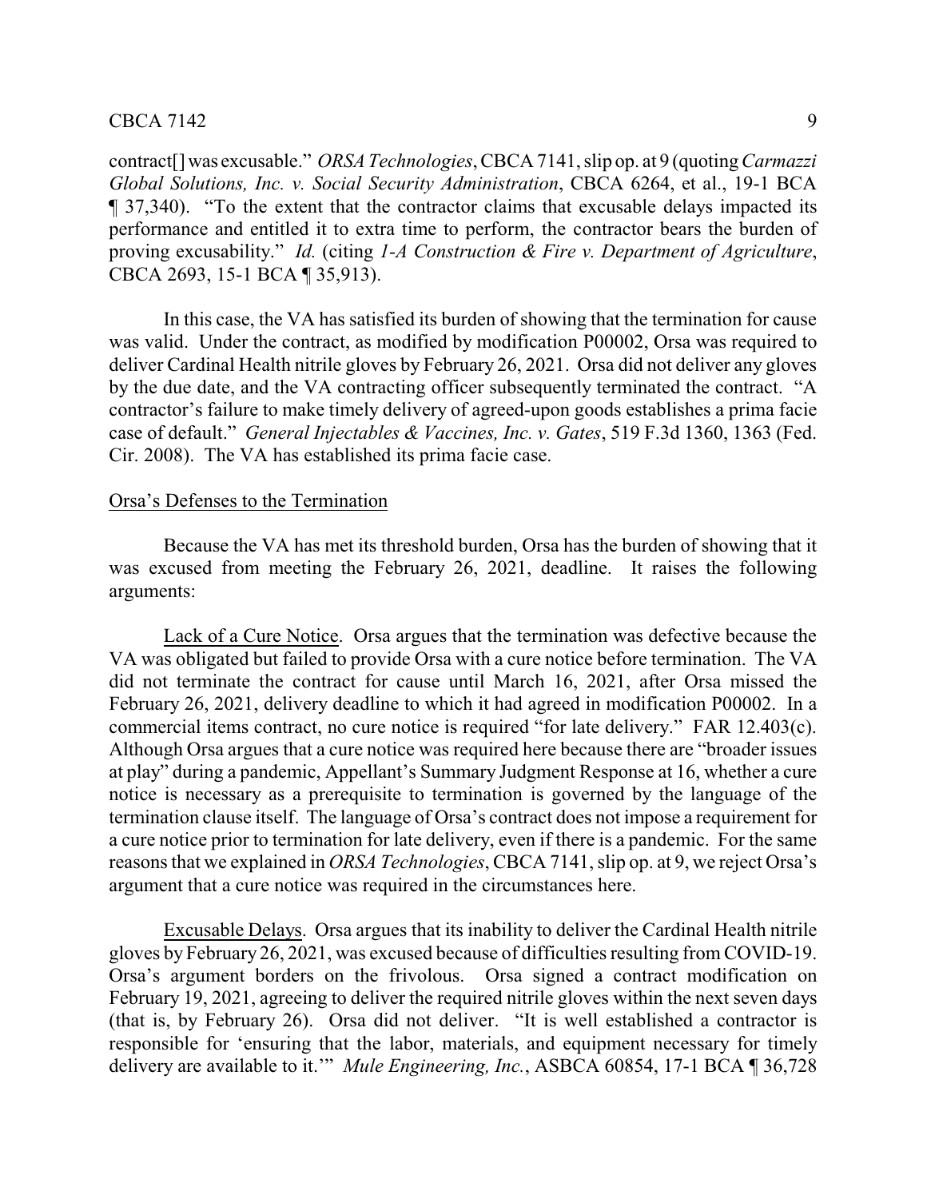contract[] was excusable." *ORSA Technologies*, CBCA 7141, slip op. at 9 (quoting *Carmazzi Global Solutions, Inc. v. Social Security Administration*, CBCA 6264, et al., 19-1 BCA ¶ 37,340). "To the extent that the contractor claims that excusable delays impacted its performance and entitled it to extra time to perform, the contractor bears the burden of proving excusability." *Id.* (citing *1-A Construction & Fire v. Department of Agriculture*, CBCA 2693, 15-1 BCA ¶ 35,913).

In this case, the VA has satisfied its burden of showing that the termination for cause was valid. Under the contract, as modified by modification P00002, Orsa was required to deliver Cardinal Health nitrile gloves by February 26, 2021. Orsa did not deliver any gloves by the due date, and the VA contracting officer subsequently terminated the contract. "A contractor's failure to make timely delivery of agreed-upon goods establishes a prima facie case of default." *General Injectables & Vaccines, Inc. v. Gates*, 519 F.3d 1360, 1363 (Fed. Cir. 2008). The VA has established its prima facie case.

<u>Orsa's Defenses to the Termination</u>

Because the VA has met its threshold burden, Orsa has the burden of showing that it was excused from meeting the February 26, 2021, deadline. It raises the following arguments:

<u>Lack of a Cure Notice</u>. Orsa argues that the termination was defective because the VA was obligated but failed to provide Orsa with a cure notice before termination. The VA did not terminate the contract for cause until March 16, 2021, after Orsa missed the February 26, 2021, delivery deadline to which it had agreed in modification P00002. In a commercial items contract, no cure notice is required "for late delivery." FAR 12.403(c). Although Orsa argues that a cure notice was required here because there are "broader issues at play" during a pandemic, Appellant's Summary Judgment Response at 16, whether a cure notice is necessary as a prerequisite to termination is governed by the language of the termination clause itself. The language of Orsa's contract does not impose a requirement for a cure notice prior to termination for late delivery, even if there is a pandemic. For the same reasons that we explained in *ORSA Technologies*, CBCA 7141, slip op. at 9, we reject Orsa's argument that a cure notice was required in the circumstances here.

<u>Excusable Delays</u>. Orsa argues that its inability to deliver the Cardinal Health nitrile gloves by February 26, 2021, was excused because of difficulties resulting from COVID-19. Orsa's argument borders on the frivolous. Orsa signed a contract modification on February 19, 2021, agreeing to deliver the required nitrile gloves within the next seven days (that is, by February 26). Orsa did not deliver. "It is well established a contractor is responsible for 'ensuring that the labor, materials, and equipment necessary for timely delivery are available to it.'" *Mule Engineering, Inc.*, ASBCA 60854, 17-1 BCA ¶ 36,728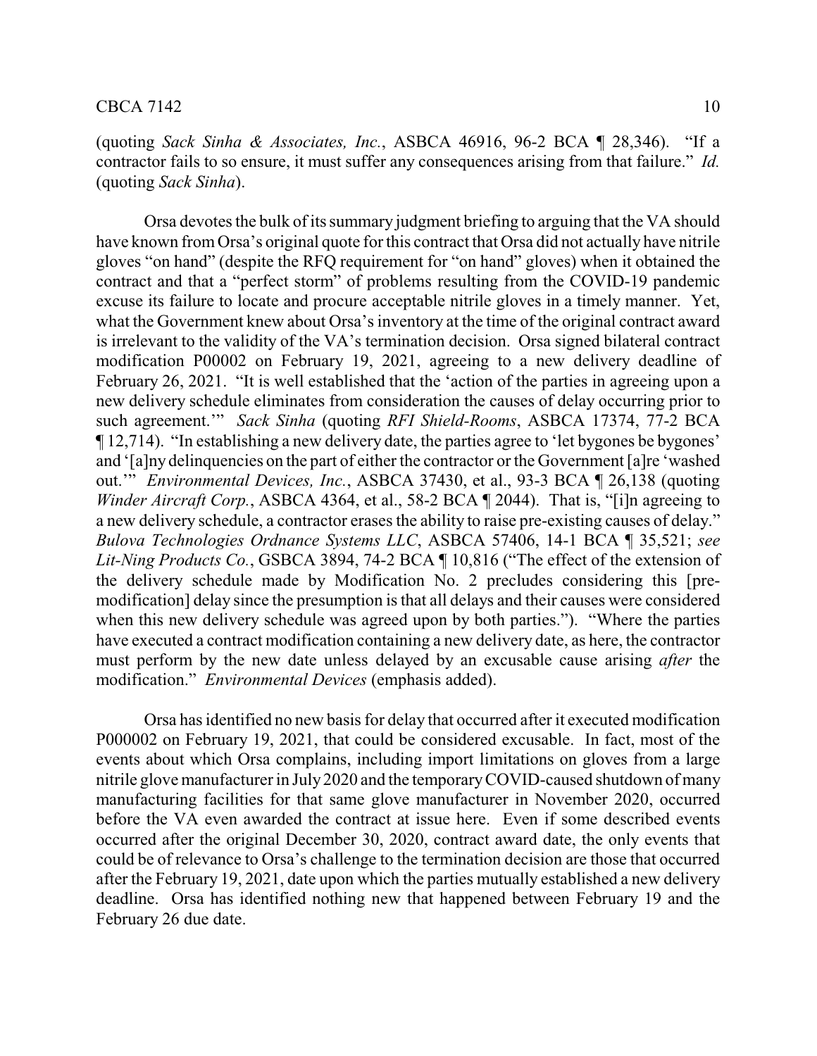(quoting *Sack Sinha & Associates, Inc.*, ASBCA 46916, 96-2 BCA ¶ 28,346). "If a contractor fails to so ensure, it must suffer any consequences arising from that failure." *Id.* (quoting *Sack Sinha*).

Orsa devotes the bulk of its summary judgment briefing to arguing that the VA should have known from Orsa's original quote for this contract that Orsa did not actually have nitrile gloves "on hand" (despite the RFQ requirement for "on hand" gloves) when it obtained the contract and that a "perfect storm" of problems resulting from the COVID-19 pandemic excuse its failure to locate and procure acceptable nitrile gloves in a timely manner. Yet, what the Government knew about Orsa's inventory at the time of the original contract award is irrelevant to the validity of the VA's termination decision. Orsa signed bilateral contract modification P00002 on February 19, 2021, agreeing to a new delivery deadline of February 26, 2021. "It is well established that the 'action of the parties in agreeing upon a new delivery schedule eliminates from consideration the causes of delay occurring prior to such agreement.'" *Sack Sinha* (quoting *RFI Shield-Rooms*, ASBCA 17374, 77-2 BCA ¶ 12,714). "In establishing a new delivery date, the parties agree to 'let bygones be bygones' and '[a]ny delinquencies on the part of either the contractor or the Government [a]re 'washed out.'" *Environmental Devices, Inc.*, ASBCA 37430, et al., 93-3 BCA ¶ 26,138 (quoting *Winder Aircraft Corp.*, ASBCA 4364, et al., 58-2 BCA ¶ 2044). That is, "[i]n agreeing to a new delivery schedule, a contractor erases the ability to raise pre-existing causes of delay." *Bulova Technologies Ordnance Systems LLC*, ASBCA 57406, 14-1 BCA ¶ 35,521; *see Lit-Ning Products Co.*, GSBCA 3894, 74-2 BCA ¶ 10,816 ("The effect of the extension of the delivery schedule made by Modification No. 2 precludes considering this [pre-modification] delay since the presumption is that all delays and their causes were considered when this new delivery schedule was agreed upon by both parties."). "Where the parties have executed a contract modification containing a new delivery date, as here, the contractor must perform by the new date unless delayed by an excusable cause arising *after* the modification." *Environmental Devices* (emphasis added).

Orsa has identified no new basis for delay that occurred after it executed modification P000002 on February 19, 2021, that could be considered excusable. In fact, most of the events about which Orsa complains, including import limitations on gloves from a large nitrile glove manufacturer in July 2020 and the temporary COVID-caused shutdown of many manufacturing facilities for that same glove manufacturer in November 2020, occurred before the VA even awarded the contract at issue here. Even if some described events occurred after the original December 30, 2020, contract award date, the only events that could be of relevance to Orsa's challenge to the termination decision are those that occurred after the February 19, 2021, date upon which the parties mutually established a new delivery deadline. Orsa has identified nothing new that happened between February 19 and the February 26 due date.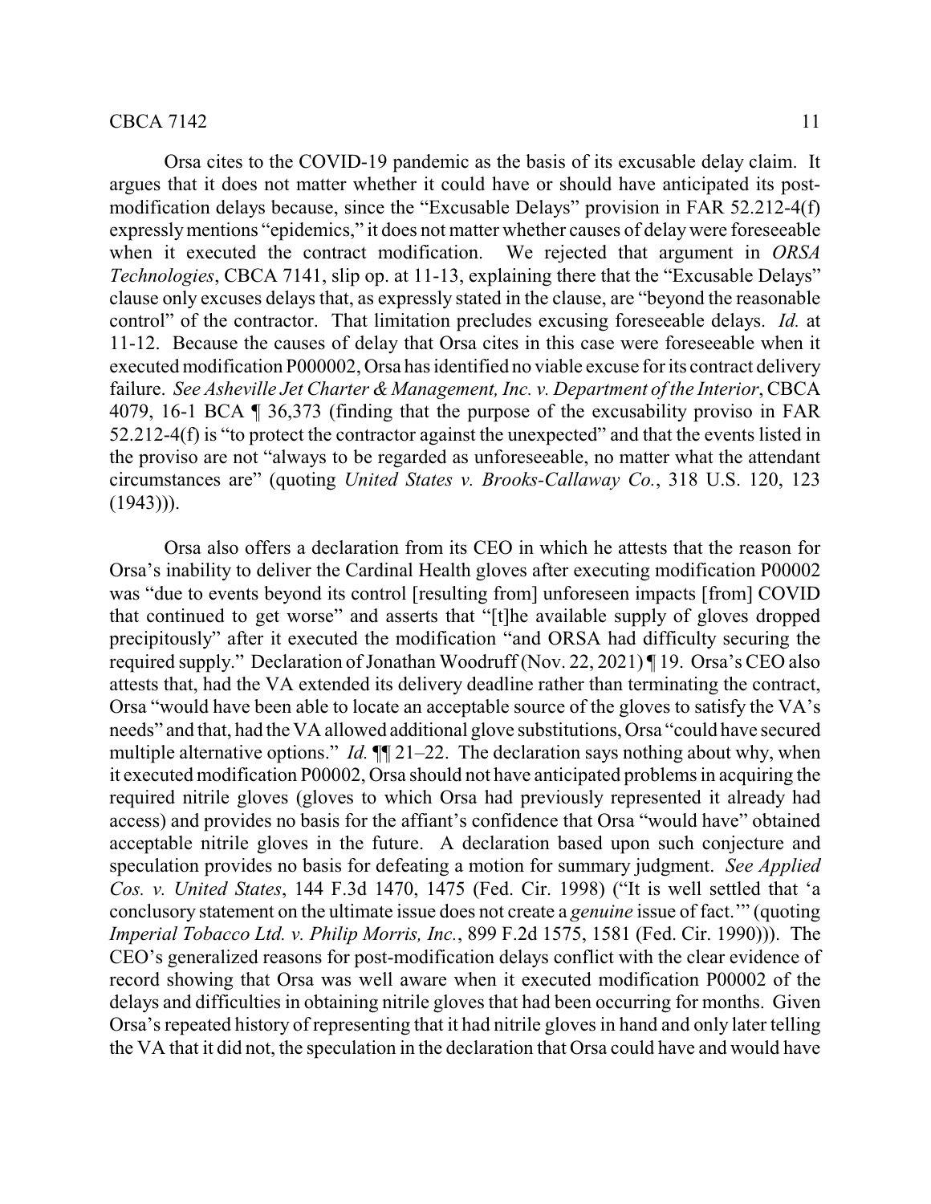Orsa cites to the COVID-19 pandemic as the basis of its excusable delay claim. It argues that it does not matter whether it could have or should have anticipated its post-modification delays because, since the "Excusable Delays" provision in FAR 52.212-4(f) expressly mentions "epidemics," it does not matter whether causes of delay were foreseeable when it executed the contract modification. We rejected that argument in *ORSA Technologies*, CBCA 7141, slip op. at 11-13, explaining there that the "Excusable Delays" clause only excuses delays that, as expressly stated in the clause, are "beyond the reasonable control" of the contractor. That limitation precludes excusing foreseeable delays. *Id.* at 11-12. Because the causes of delay that Orsa cites in this case were foreseeable when it executed modification P000002, Orsa has identified no viable excuse for its contract delivery failure. *See Asheville Jet Charter & Management, Inc. v. Department of the Interior*, CBCA 4079, 16-1 BCA ¶ 36,373 (finding that the purpose of the excusability proviso in FAR 52.212-4(f) is "to protect the contractor against the unexpected" and that the events listed in the proviso are not "always to be regarded as unforeseeable, no matter what the attendant circumstances are" (quoting *United States v. Brooks-Callaway Co.*, 318 U.S. 120, 123 (1943))).

Orsa also offers a declaration from its CEO in which he attests that the reason for Orsa's inability to deliver the Cardinal Health gloves after executing modification P00002 was "due to events beyond its control [resulting from] unforeseen impacts [from] COVID that continued to get worse" and asserts that "[t]he available supply of gloves dropped precipitously" after it executed the modification "and ORSA had difficulty securing the required supply." Declaration of Jonathan Woodruff (Nov. 22, 2021) ¶ 19. Orsa's CEO also attests that, had the VA extended its delivery deadline rather than terminating the contract, Orsa "would have been able to locate an acceptable source of the gloves to satisfy the VA's needs" and that, had the VA allowed additional glove substitutions, Orsa "could have secured multiple alternative options." *Id.* ¶¶ 21–22. The declaration says nothing about why, when it executed modification P00002, Orsa should not have anticipated problems in acquiring the required nitrile gloves (gloves to which Orsa had previously represented it already had access) and provides no basis for the affiant's confidence that Orsa "would have" obtained acceptable nitrile gloves in the future. A declaration based upon such conjecture and speculation provides no basis for defeating a motion for summary judgment. *See Applied Cos. v. United States*, 144 F.3d 1470, 1475 (Fed. Cir. 1998) ("It is well settled that 'a conclusory statement on the ultimate issue does not create a *genuine* issue of fact.'" (quoting *Imperial Tobacco Ltd. v. Philip Morris, Inc.*, 899 F.2d 1575, 1581 (Fed. Cir. 1990))). The CEO's generalized reasons for post-modification delays conflict with the clear evidence of record showing that Orsa was well aware when it executed modification P00002 of the delays and difficulties in obtaining nitrile gloves that had been occurring for months. Given Orsa's repeated history of representing that it had nitrile gloves in hand and only later telling the VA that it did not, the speculation in the declaration that Orsa could have and would have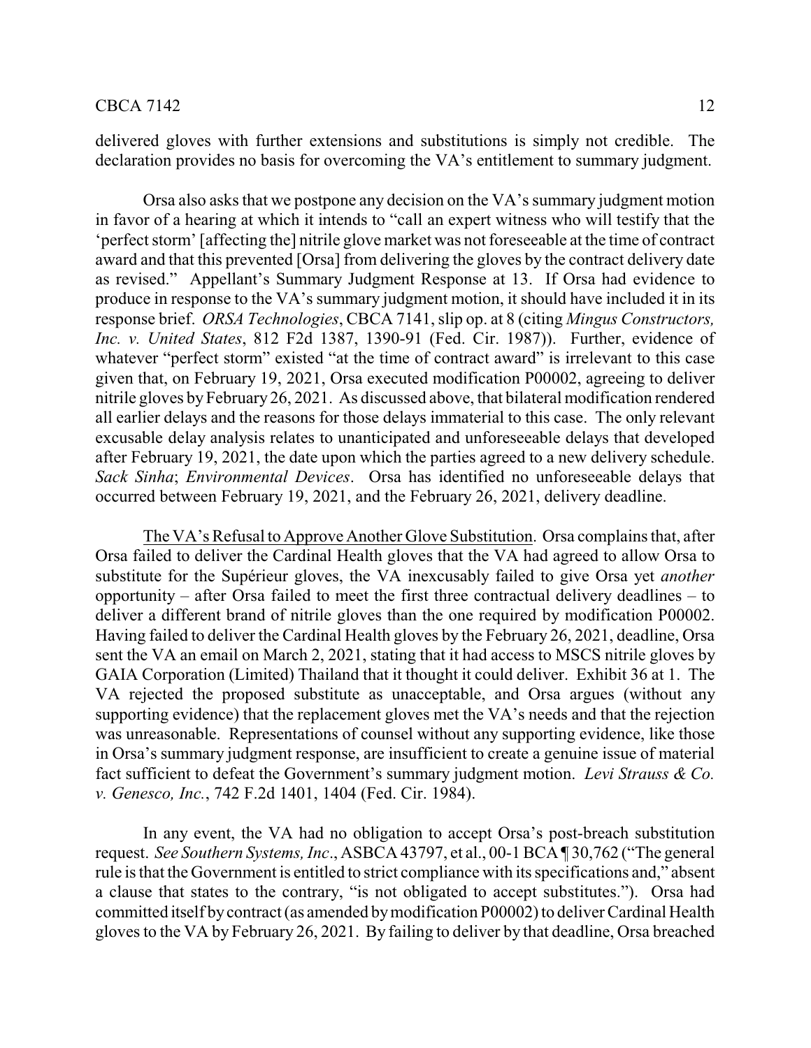delivered gloves with further extensions and substitutions is simply not credible. The declaration provides no basis for overcoming the VA's entitlement to summary judgment.

Orsa also asks that we postpone any decision on the VA's summary judgment motion in favor of a hearing at which it intends to "call an expert witness who will testify that the 'perfect storm' [affecting the] nitrile glove market was not foreseeable at the time of contract award and that this prevented [Orsa] from delivering the gloves by the contract delivery date as revised." Appellant's Summary Judgment Response at 13. If Orsa had evidence to produce in response to the VA's summary judgment motion, it should have included it in its response brief. *ORSA Technologies*, CBCA 7141, slip op. at 8 (citing *Mingus Constructors, Inc. v. United States*, 812 F2d 1387, 1390-91 (Fed. Cir. 1987)). Further, evidence of whatever "perfect storm" existed "at the time of contract award" is irrelevant to this case given that, on February 19, 2021, Orsa executed modification P00002, agreeing to deliver nitrile gloves by February 26, 2021. As discussed above, that bilateral modification rendered all earlier delays and the reasons for those delays immaterial to this case. The only relevant excusable delay analysis relates to unanticipated and unforeseeable delays that developed after February 19, 2021, the date upon which the parties agreed to a new delivery schedule. *Sack Sinha*; *Environmental Devices*. Orsa has identified no unforeseeable delays that occurred between February 19, 2021, and the February 26, 2021, delivery deadline.

<u>The VA's Refusal to Approve Another Glove Substitution</u>. Orsa complains that, after Orsa failed to deliver the Cardinal Health gloves that the VA had agreed to allow Orsa to substitute for the Supérieur gloves, the VA inexcusably failed to give Orsa yet *another* opportunity – after Orsa failed to meet the first three contractual delivery deadlines – to deliver a different brand of nitrile gloves than the one required by modification P00002. Having failed to deliver the Cardinal Health gloves by the February 26, 2021, deadline, Orsa sent the VA an email on March 2, 2021, stating that it had access to MSCS nitrile gloves by GAIA Corporation (Limited) Thailand that it thought it could deliver. Exhibit 36 at 1. The VA rejected the proposed substitute as unacceptable, and Orsa argues (without any supporting evidence) that the replacement gloves met the VA's needs and that the rejection was unreasonable. Representations of counsel without any supporting evidence, like those in Orsa's summary judgment response, are insufficient to create a genuine issue of material fact sufficient to defeat the Government's summary judgment motion. *Levi Strauss & Co. v. Genesco, Inc.*, 742 F.2d 1401, 1404 (Fed. Cir. 1984).

In any event, the VA had no obligation to accept Orsa's post-breach substitution request. *See Southern Systems, Inc*., ASBCA 43797, et al., 00-1 BCA ¶ 30,762 ("The general rule is that the Government is entitled to strict compliance with its specifications and," absent a clause that states to the contrary, "is not obligated to accept substitutes."). Orsa had committed itself by contract (as amended by modification P00002) to deliver Cardinal Health gloves to the VA by February 26, 2021. By failing to deliver by that deadline, Orsa breached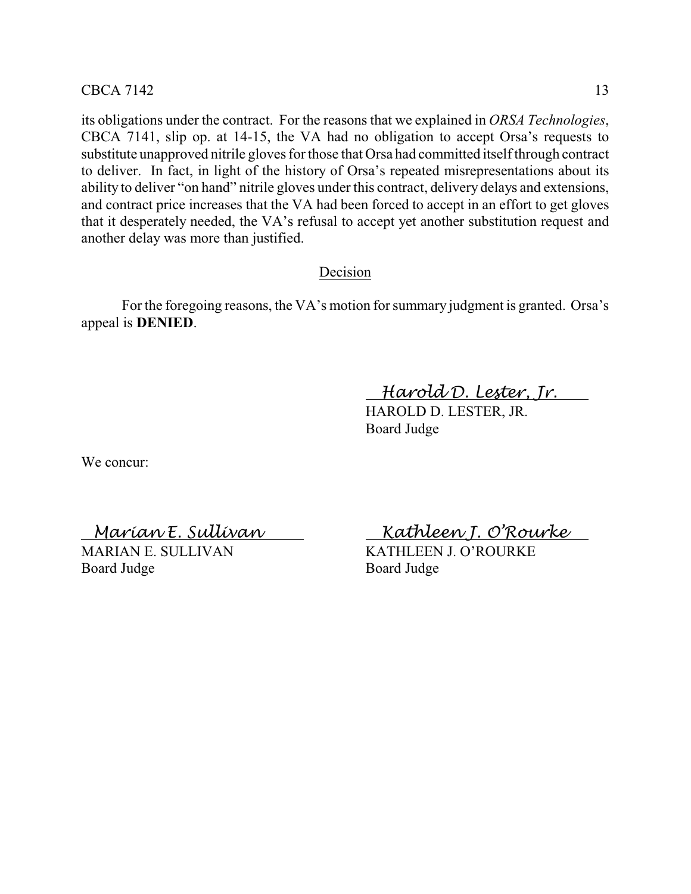its obligations under the contract. For the reasons that we explained in *ORSA Technologies*, CBCA 7141, slip op. at 14-15, the VA had no obligation to accept Orsa's requests to substitute unapproved nitrile gloves for those that Orsa had committed itself through contract to deliver. In fact, in light of the history of Orsa's repeated misrepresentations about its ability to deliver "on hand" nitrile gloves under this contract, delivery delays and extensions, and contract price increases that the VA had been forced to accept in an effort to get gloves that it desperately needed, the VA's refusal to accept yet another substitution request and another delay was more than justified.

## Decision

For the foregoing reasons, the VA's motion for summary judgment is granted. Orsa's appeal is **DENIED**.

*Harold D. Lester, Jr.*
HAROLD D. LESTER, JR.
Board Judge

We concur:

*Marian E. Sullivan*
MARIAN E. SULLIVAN
Board Judge

*Kathleen J. O'Rourke*
KATHLEEN J. O'ROURKE
Board Judge